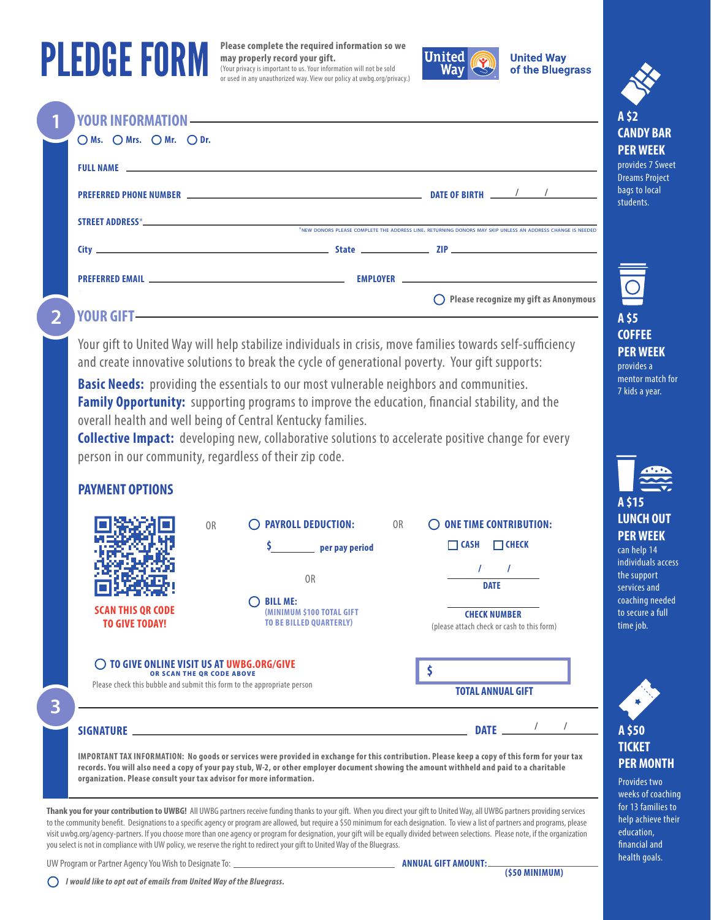# PLEDGE FORM

**Please complete the required information so we may properly record your gift.**
(Your privacy is important to us. Your information will not be sold or used in any unauthorized way. View our policy at uwbg.org/privacy.)

United Way of the Bluegrass

## 1 YOUR INFORMATION

○ Ms. ○ Mrs. ○ Mr. ○ Dr.

FULL NAME ______________________________

PREFERRED PHONE NUMBER ______________________________ DATE OF BIRTH ___/___/___

STREET ADDRESS* ______________________________
*NEW DONORS PLEASE COMPLETE THE ADDRESS LINE. RETURNING DONORS MAY SKIP UNLESS AN ADDRESS CHANGE IS NEEDED

City ______________________ State __________ ZIP __________

PREFERRED EMAIL ______________________ EMPLOYER ______________________

○ Please recognize my gift as Anonymous

## 2 YOUR GIFT

Your gift to United Way will help stabilize individuals in crisis, move families towards self-sufficiency and create innovative solutions to break the cycle of generational poverty. Your gift supports:

**Basic Needs:** providing the essentials to our most vulnerable neighbors and communities.
**Family Opportunity:** supporting programs to improve the education, financial stability, and the overall health and well being of Central Kentucky families.
**Collective Impact:** developing new, collaborative solutions to accelerate positive change for every person in our community, regardless of their zip code.

### PAYMENT OPTIONS

**SCAN THIS QR CODE TO GIVE TODAY!**

OR

○ **PAYROLL DEDUCTION:**
$________ per pay period

OR

○ **BILL ME:**
(MINIMUM $100 TOTAL GIFT TO BE BILLED QUARTERLY)

OR

○ **ONE TIME CONTRIBUTION:**
☐ CASH ☐ CHECK

___/___/___
DATE

__________
CHECK NUMBER
(please attach check or cash to this form)

○ **TO GIVE ONLINE VISIT US AT UWBG.ORG/GIVE**
OR SCAN THE QR CODE ABOVE
Please check this bubble and submit this form to the appropriate person

$ __________
**TOTAL ANNUAL GIFT**

## 3

SIGNATURE ______________________________ DATE ___/___/___

**IMPORTANT TAX INFORMATION: No goods or services were provided in exchange for this contribution. Please keep a copy of this form for your tax records. You will also need a copy of your pay stub, W-2, or other employer document showing the amount withheld and paid to a charitable organization. Please consult your tax advisor for more information.**

**Thank you for your contribution to UWBG!** All UWBG partners receive funding thanks to your gift. When you direct your gift to United Way, all UWBG partners providing services to the community benefit. Designations to a specific agency or program are allowed, but require a $50 minimum for each designation. To view a list of partners and programs, please visit uwbg.org/agency-partners. If you choose more than one agency or program for designation, your gift will be equally divided between selections. Please note, if the organization you select is not in compliance with UW policy, we reserve the right to redirect your gift to United Way of the Bluegrass.

UW Program or Partner Agency You Wish to Designate To: ______________________ **ANNUAL GIFT AMOUNT:** __________ **($50 MINIMUM)**

○ *I would like to opt out of emails from United Way of the Bluegrass.*

---

**A $2 CANDY BAR PER WEEK** provides 7 Sweet Dreams Project bags to local students.

**A $5 COFFEE PER WEEK** provides a mentor match for 7 kids a year.

**A $15 LUNCH OUT PER WEEK** can help 14 individuals access the support services and coaching needed to secure a full time job.

**A $50 TICKET PER MONTH** Provides two weeks of coaching for 13 families to help achieve their education, financial and health goals.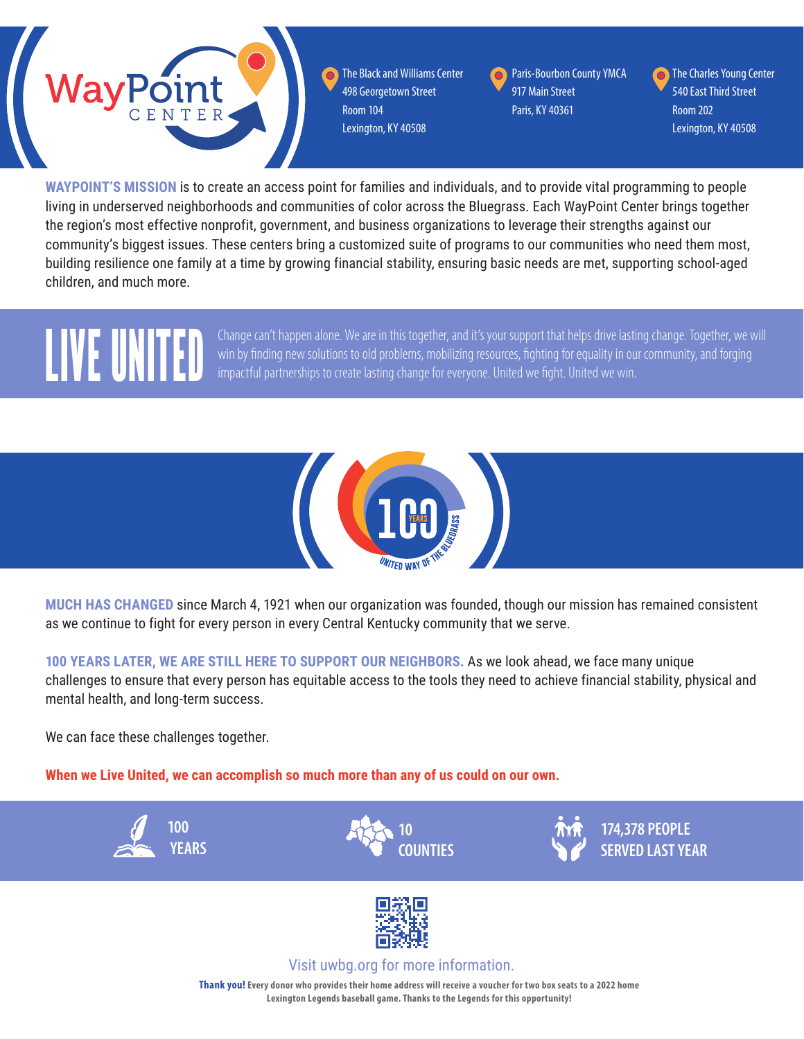WayPoint CENTER

The Black and Williams Center
498 Georgetown Street
Room 104
Lexington, KY 40508

Paris-Bourbon County YMCA
917 Main Street
Paris, KY 40361

The Charles Young Center
540 East Third Street
Room 202
Lexington, KY 40508

**WAYPOINT'S MISSION** is to create an access point for families and individuals, and to provide vital programming to people living in underserved neighborhoods and communities of color across the Bluegrass. Each WayPoint Center brings together the region's most effective nonprofit, government, and business organizations to leverage their strengths against our community's biggest issues. These centers bring a customized suite of programs to our communities who need them most, building resilience one family at a time by growing financial stability, ensuring basic needs are met, supporting school-aged children, and much more.

# LIVE UNITED

Change can't happen alone. We are in this together, and it's your support that helps drive lasting change. Together, we will win by finding new solutions to old problems, mobilizing resources, fighting for equality in our community, and forging impactful partnerships to create lasting change for everyone. United we fight. United we win.

100 YEARS
UNITED WAY OF THE BLUEGRASS

**MUCH HAS CHANGED** since March 4, 1921 when our organization was founded, though our mission has remained consistent as we continue to fight for every person in every Central Kentucky community that we serve.

**100 YEARS LATER, WE ARE STILL HERE TO SUPPORT OUR NEIGHBORS.** As we look ahead, we face many unique challenges to ensure that every person has equitable access to the tools they need to achieve financial stability, physical and mental health, and long-term success.

We can face these challenges together.

**When we Live United, we can accomplish so much more than any of us could on our own.**

100 YEARS

10 COUNTIES

174,378 PEOPLE SERVED LAST YEAR

Visit uwbg.org for more information.

**Thank you!** Every donor who provides their home address will receive a voucher for two box seats to a 2022 home Lexington Legends baseball game. Thanks to the Legends for this opportunity!